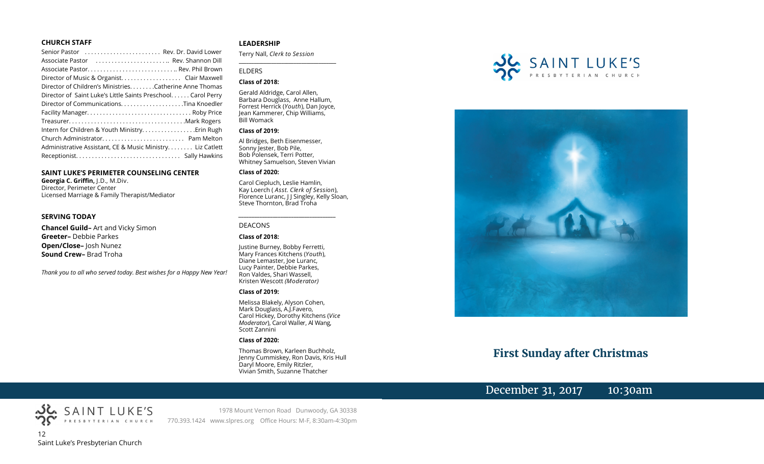### CHURCH STAFF

Senior Pastor ........................ Rev. Dr. David Lower
Associate Pastor ....................... Rev. Shannon Dill
Associate Pastor............................ Rev. Phil Brown
Director of Music & Organist.................. Clair Maxwell
Director of Children's Ministries........Catherine Anne Thomas
Director of Saint Luke's Little Saints Preschool...... Carol Perry
Director of Communications....................Tina Knoedler
Facility Manager................................ Roby Price
Treasurer....................................Mark Rogers
Intern for Children & Youth Ministry.................Erin Rugh
Church Administrator.......................... Pam Melton
Administrative Assistant, CE & Music Ministry........ Liz Catlett
Receptionist................................ Sally Hawkins

### SAINT LUKE'S PERIMETER COUNSELING CENTER

**Georgia C. Griffin,** J.D., M.Div.
Director, Perimeter Center
Licensed Marriage & Family Therapist/Mediator

### SERVING TODAY

**Chancel Guild–** Art and Vicky Simon
**Greeter–** Debbie Parkes
**Open/Close–** Josh Nunez
**Sound Crew–** Brad Troha

*Thank you to all who served today. Best wishes for a Happy New Year!*

### LEADERSHIP

Terry Nall, *Clerk to Session*

ELDERS

**Class of 2018:**

Gerald Aldridge, Carol Allen, Barbara Douglass, Anne Hallum, Forrest Herrick (*Youth*), Dan Joyce, Jean Kammerer, Chip Williams, Bill Womack

**Class of 2019:**

Al Bridges, Beth Eisenmesser, Sonny Jester, Bob Pile, Bob Polensek, Terri Potter, Whitney Samuelson, Steven Vivian

**Class of 2020:**

Carol Ciepluch, Leslie Hamlin, Kay Loerch ( *Asst. Clerk of Session*), Florence Luranc, J J Singley, Kelly Sloan, Steve Thornton, Brad Troha

DEACONS

**Class of 2018:**

Justine Burney, Bobby Ferretti, Mary Frances Kitchens (*Youth*), Diane Lemaster, Joe Luranc, Lucy Painter, Debbie Parkes, Ron Valdes, Shari Wassell, Kristen Wescott *(Moderator)*

**Class of 2019:**

Melissa Blakely, Alyson Cohen, Mark Douglass, A.J.Favero, Carol Hickey, Dorothy Kitchens (*Vice Moderator*), Carol Waller, Al Wang, Scott Zannini

**Class of 2020:**

Thomas Brown, Karleen Buchholz, Jenny Cummiskey, Ron Davis, Kris Hull, Daryl Moore, Emily Ritzler, Vivian Smith, Suzanne Thatcher

SAINT LUKE'S PRESBYTERIAN CHURCH

# First Sunday after Christmas

December 31, 2017 10:30am

SAINT LUKE'S PRESBYTERIAN CHURCH

1978 Mount Vernon Road Dunwoody, GA 30338
770.393.1424 www.slpres.org Office Hours: M-F, 8:30am-4:30pm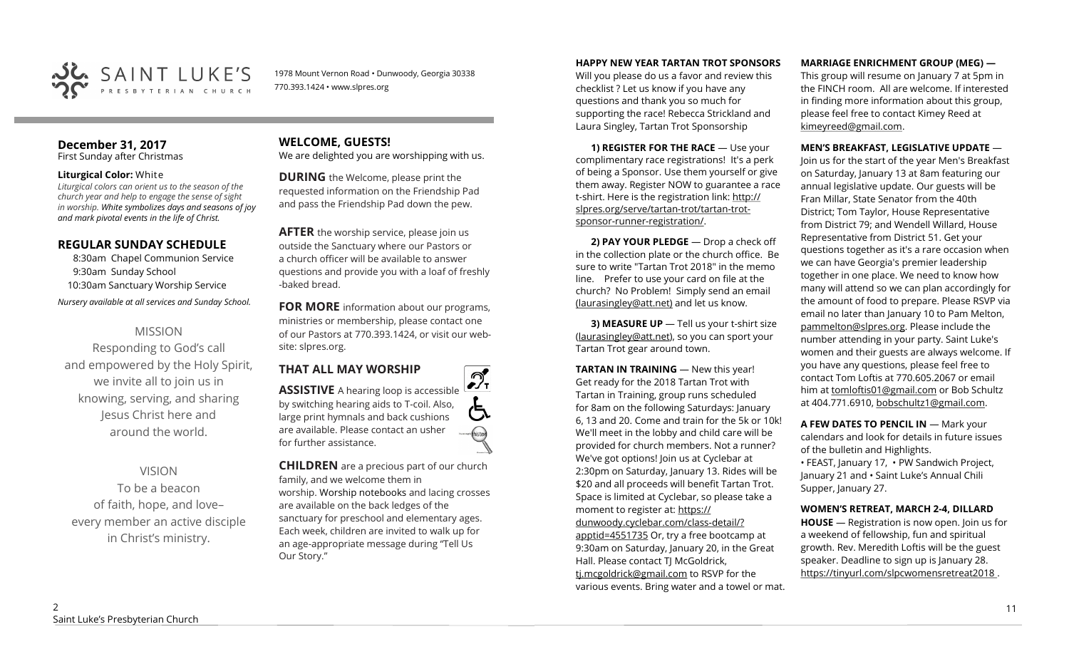SAINT LUKE'S PRESBYTERIAN CHURCH

1978 Mount Vernon Road • Dunwoody, Georgia 30338
770.393.1424 • www.slpres.org

## December 31, 2017

First Sunday after Christmas

**Liturgical Color:** White

*Liturgical colors can orient us to the season of the church year and help to engage the sense of sight in worship. White symbolizes days and seasons of joy and mark pivotal events in the life of Christ.*

## REGULAR SUNDAY SCHEDULE

8:30am Chapel Communion Service
9:30am Sunday School
10:30am Sanctuary Worship Service

*Nursery available at all services and Sunday School.*

MISSION

Responding to God's call and empowered by the Holy Spirit, we invite all to join us in knowing, serving, and sharing Jesus Christ here and around the world.

VISION

To be a beacon of faith, hope, and love– every member an active disciple in Christ's ministry.

## WELCOME, GUESTS!

We are delighted you are worshipping with us.

**DURING** the Welcome, please print the requested information on the Friendship Pad and pass the Friendship Pad down the pew.

**AFTER** the worship service, please join us outside the Sanctuary where our Pastors or a church officer will be available to answer questions and provide you with a loaf of freshly-baked bread.

**FOR MORE** information about our programs, ministries or membership, please contact one of our Pastors at 770.393.1424, or visit our website: slpres.org.

## THAT ALL MAY WORSHIP

**ASSISTIVE** A hearing loop is accessible by switching hearing aids to T-coil. Also, large print hymnals and back cushions are available. Please contact an usher for further assistance.

**CHILDREN** are a precious part of our church family, and we welcome them in worship. Worship notebooks and lacing crosses are available on the back ledges of the sanctuary for preschool and elementary ages. Each week, children are invited to walk up for an age-appropriate message during "Tell Us Our Story."

**HAPPY NEW YEAR TARTAN TROT SPONSORS**

Will you please do us a favor and review this checklist ? Let us know if you have any questions and thank you so much for supporting the race! Rebecca Strickland and Laura Singley, Tartan Trot Sponsorship

**1) REGISTER FOR THE RACE** — Use your complimentary race registrations! It's a perk of being a Sponsor. Use them yourself or give them away. Register NOW to guarantee a race t-shirt. Here is the registration link: http://slpres.org/serve/tartan-trot/tartan-trot-sponsor-runner-registration/.

**2) PAY YOUR PLEDGE** — Drop a check off in the collection plate or the church office. Be sure to write "Tartan Trot 2018" in the memo line. Prefer to use your card on file at the church? No Problem! Simply send an email (laurasingley@att.net) and let us know.

**3) MEASURE UP** — Tell us your t-shirt size (laurasingley@att.net), so you can sport your Tartan Trot gear around town.

**TARTAN IN TRAINING** — New this year! Get ready for the 2018 Tartan Trot with Tartan in Training, group runs scheduled for 8am on the following Saturdays: January 6, 13 and 20. Come and train for the 5k or 10k! We'll meet in the lobby and child care will be provided for church members. Not a runner? We've got options! Join us at Cyclebar at 2:30pm on Saturday, January 13. Rides will be $20 and all proceeds will benefit Tartan Trot. Space is limited at Cyclebar, so please take a moment to register at: https://dunwoody.cyclebar.com/class-detail/?apptid=4551735 Or, try a free bootcamp at 9:30am on Saturday, January 20, in the Great Hall. Please contact TJ McGoldrick, tj.mcgoldrick@gmail.com to RSVP for the various events. Bring water and a towel or mat.

**MARRIAGE ENRICHMENT GROUP (MEG) —** This group will resume on January 7 at 5pm in the FINCH room. All are welcome. If interested in finding more information about this group, please feel free to contact Kimey Reed at kimeyreed@gmail.com.

**MEN'S BREAKFAST, LEGISLATIVE UPDATE** — Join us for the start of the year Men's Breakfast on Saturday, January 13 at 8am featuring our annual legislative update. Our guests will be Fran Millar, State Senator from the 40th District; Tom Taylor, House Representative from District 79; and Wendell Willard, House Representative from District 51. Get your questions together as it's a rare occasion when we can have Georgia's premier leadership together in one place. We need to know how many will attend so we can plan accordingly for the amount of food to prepare. Please RSVP via email no later than January 10 to Pam Melton, pammelton@slpres.org. Please include the number attending in your party. Saint Luke's women and their guests are always welcome. If you have any questions, please feel free to contact Tom Loftis at 770.605.2067 or email him at tomloftis01@gmail.com or Bob Schultz at 404.771.6910, bobschultz1@gmail.com.

**A FEW DATES TO PENCIL IN** — Mark your calendars and look for details in future issues of the bulletin and Highlights.
• FEAST, January 17, • PW Sandwich Project, January 21 and • Saint Luke's Annual Chili Supper, January 27.

**WOMEN'S RETREAT, MARCH 2-4, DILLARD HOUSE** — Registration is now open. Join us for a weekend of fellowship, fun and spiritual growth. Rev. Meredith Loftis will be the guest speaker. Deadline to sign up is January 28. https://tinyurl.com/slpcwomensretreat2018 .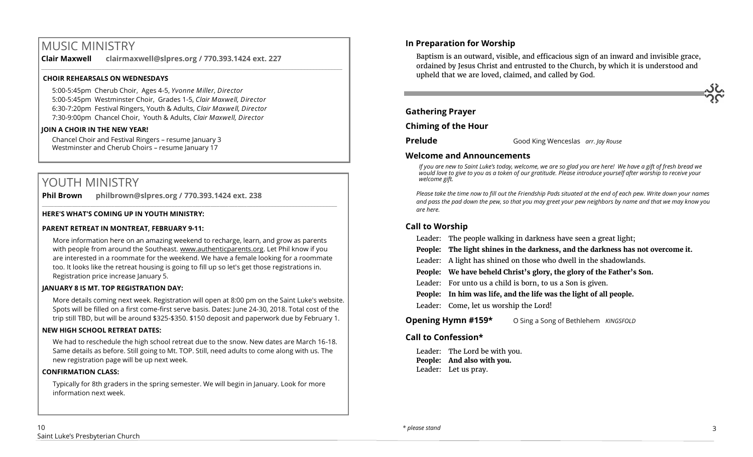# MUSIC MINISTRY

**Clair Maxwell clairmaxwell@slpres.org / 770.393.1424 ext. 227**

**CHOIR REHEARSALS ON WEDNESDAYS**

5:00-5:45pm Cherub Choir, Ages 4-5, *Yvonne Miller, Director*
5:00-5:45pm Westminster Choir, Grades 1-5, *Clair Maxwell, Director*
6:30-7:20pm Festival Ringers, Youth & Adults, *Clair Maxwell, Director*
7:30-9:00pm Chancel Choir, Youth & Adults, *Clair Maxwell, Director*

**JOIN A CHOIR IN THE NEW YEAR!**

Chancel Choir and Festival Ringers – resume January 3
Westminster and Cherub Choirs – resume January 17

# YOUTH MINISTRY

**Phil Brown philbrown@slpres.org / 770.393.1424 ext. 238**

**HERE'S WHAT'S COMING UP IN YOUTH MINISTRY:**

**PARENT RETREAT IN MONTREAT, FEBRUARY 9-11:**

More information here on an amazing weekend to recharge, learn, and grow as parents with people from around the Southeast. www.authenticparents.org. Let Phil know if you are interested in a roommate for the weekend. We have a female looking for a roommate too. It looks like the retreat housing is going to fill up so let's get those registrations in. Registration price increase January 5.

**JANUARY 8 IS MT. TOP REGISTRATION DAY:**

More details coming next week. Registration will open at 8:00 pm on the Saint Luke's website. Spots will be filled on a first come-first serve basis. Dates: June 24-30, 2018. Total cost of the trip still TBD, but will be around $325-$350. $150 deposit and paperwork due by February 1.

**NEW HIGH SCHOOL RETREAT DATES:**

We had to reschedule the high school retreat due to the snow. New dates are March 16-18. Same details as before. Still going to Mt. TOP. Still, need adults to come along with us. The new registration page will be up next week.

**CONFIRMATION CLASS:**

Typically for 8th graders in the spring semester. We will begin in January. Look for more information next week.

## In Preparation for Worship

Baptism is an outward, visible, and efficacious sign of an inward and invisible grace, ordained by Jesus Christ and entrusted to the Church, by which it is understood and upheld that we are loved, claimed, and called by God.

## Gathering Prayer

## Chiming of the Hour

**Prelude** Good King Wenceslas *arr. Jay Rouse*

## Welcome and Announcements

*If you are new to Saint Luke's today, welcome, we are so glad you are here! We have a gift of fresh bread we would love to give to you as a token of our gratitude. Please introduce yourself after worship to receive your welcome gift.*

*Please take the time now to fill out the Friendship Pads situated at the end of each pew. Write down your names and pass the pad down the pew, so that you may greet your pew neighbors by name and that we may know you are here.*

## Call to Worship

Leader: The people walking in darkness have seen a great light;
**People: The light shines in the darkness, and the darkness has not overcome it.**
Leader: A light has shined on those who dwell in the shadowlands.
**People: We have beheld Christ's glory, the glory of the Father's Son.**
Leader: For unto us a child is born, to us a Son is given.
**People: In him was life, and the life was the light of all people.**
Leader: Come, let us worship the Lord!

**Opening Hymn #159*** O Sing a Song of Bethlehem *KINGSFOLD*

## Call to Confession*

Leader: The Lord be with you.
**People: And also with you.**
Leader: Let us pray.

*\* please stand*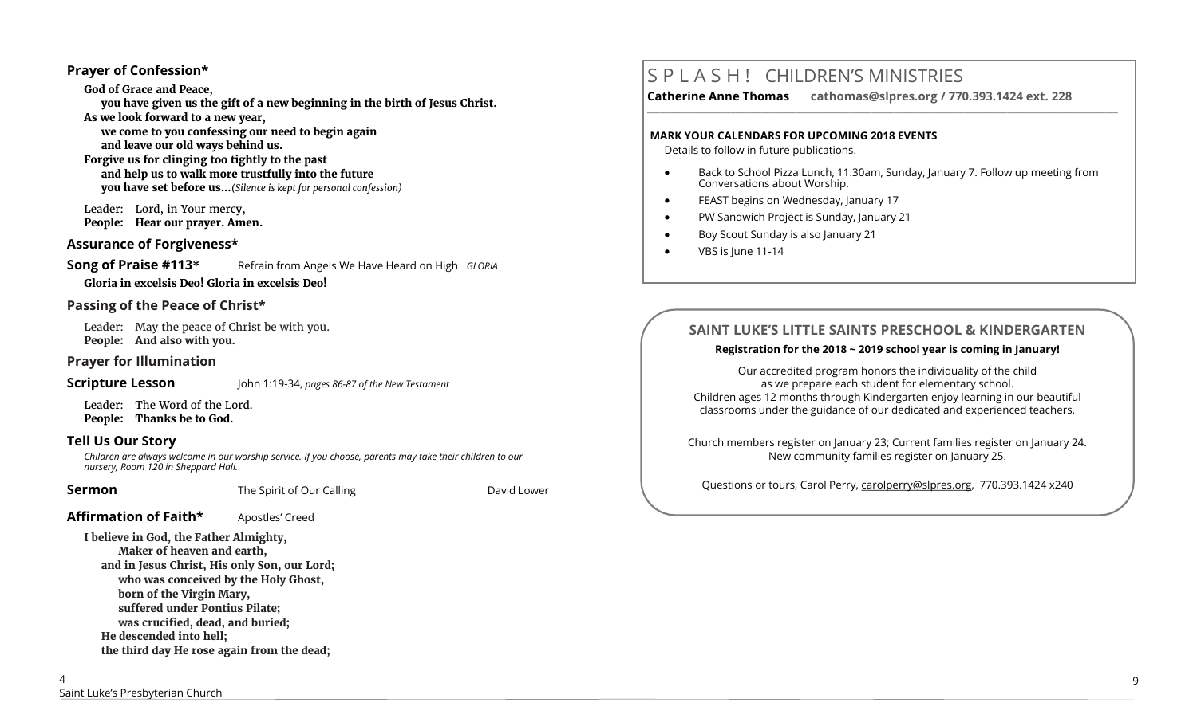## Prayer of Confession*

**God of Grace and Peace,**
**you have given us the gift of a new beginning in the birth of Jesus Christ.**
**As we look forward to a new year,**
**we come to you confessing our need to begin again**
**and leave our old ways behind us.**
**Forgive us for clinging too tightly to the past**
**and help us to walk more trustfully into the future**
**you have set before us…***(Silence is kept for personal confession)*

Leader: Lord, in Your mercy,
**People: Hear our prayer. Amen.**

## Assurance of Forgiveness*

## Song of Praise #113*

Refrain from Angels We Have Heard on High *GLORIA*

**Gloria in excelsis Deo! Gloria in excelsis Deo!**

## Passing of the Peace of Christ*

Leader: May the peace of Christ be with you.
**People: And also with you.**

## Prayer for Illumination

## Scripture Lesson

John 1:19-34, *pages 86-87 of the New Testament*

Leader: The Word of the Lord.
**People: Thanks be to God.**

## Tell Us Our Story

*Children are always welcome in our worship service. If you choose, parents may take their children to our nursery, Room 120 in Sheppard Hall.*

## Sermon

The Spirit of Our Calling — David Lower

## Affirmation of Faith*

Apostles' Creed

**I believe in God, the Father Almighty,**
**Maker of heaven and earth,**
**and in Jesus Christ, His only Son, our Lord;**
**who was conceived by the Holy Ghost,**
**born of the Virgin Mary,**
**suffered under Pontius Pilate;**
**was crucified, dead, and buried;**
**He descended into hell;**
**the third day He rose again from the dead;**

# S P L A S H ! CHILDREN'S MINISTRIES

**Catherine Anne Thomas** **cathomas@slpres.org / 770.393.1424 ext. 228**

**MARK YOUR CALENDARS FOR UPCOMING 2018 EVENTS**

Details to follow in future publications.

- Back to School Pizza Lunch, 11:30am, Sunday, January 7. Follow up meeting from Conversations about Worship.
- FEAST begins on Wednesday, January 17
- PW Sandwich Project is Sunday, January 21
- Boy Scout Sunday is also January 21
- VBS is June 11-14

## SAINT LUKE'S LITTLE SAINTS PRESCHOOL & KINDERGARTEN

**Registration for the 2018 ~ 2019 school year is coming in January!**

Our accredited program honors the individuality of the child as we prepare each student for elementary school. Children ages 12 months through Kindergarten enjoy learning in our beautiful classrooms under the guidance of our dedicated and experienced teachers.

Church members register on January 23; Current families register on January 24. New community families register on January 25.

Questions or tours, Carol Perry, carolperry@slpres.org, 770.393.1424 x240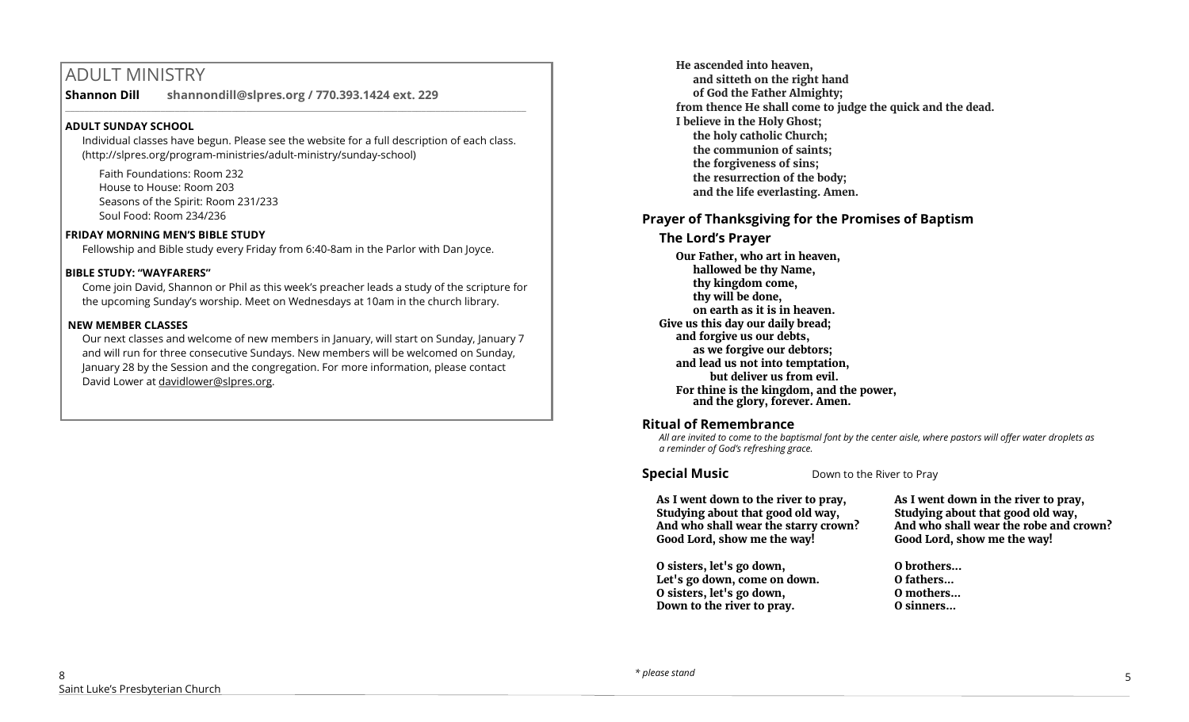## ADULT MINISTRY

**Shannon Dill** **shannondill@slpres.org / 770.393.1424 ext. 229**

**ADULT SUNDAY SCHOOL**

Individual classes have begun. Please see the website for a full description of each class. (http://slpres.org/program-ministries/adult-ministry/sunday-school)

Faith Foundations: Room 232
House to House: Room 203
Seasons of the Spirit: Room 231/233
Soul Food: Room 234/236

**FRIDAY MORNING MEN'S BIBLE STUDY**

Fellowship and Bible study every Friday from 6:40-8am in the Parlor with Dan Joyce.

**BIBLE STUDY: "WAYFARERS"**

Come join David, Shannon or Phil as this week's preacher leads a study of the scripture for the upcoming Sunday's worship. Meet on Wednesdays at 10am in the church library.

**NEW MEMBER CLASSES**

Our next classes and welcome of new members in January, will start on Sunday, January 7 and will run for three consecutive Sundays. New members will be welcomed on Sunday, January 28 by the Session and the congregation. For more information, please contact David Lower at davidlower@slpres.org.

**He ascended into heaven,**
**and sitteth on the right hand**
**of God the Father Almighty;**
**from thence He shall come to judge the quick and the dead.**
**I believe in the Holy Ghost;**
**the holy catholic Church;**
**the communion of saints;**
**the forgiveness of sins;**
**the resurrection of the body;**
**and the life everlasting. Amen.**

### Prayer of Thanksgiving for the Promises of Baptism

### The Lord's Prayer

**Our Father, who art in heaven,**
**hallowed be thy Name,**
**thy kingdom come,**
**thy will be done,**
**on earth as it is in heaven.**
**Give us this day our daily bread;**
**and forgive us our debts,**
**as we forgive our debtors;**
**and lead us not into temptation,**
**but deliver us from evil.**
**For thine is the kingdom, and the power,**
**and the glory, forever. Amen.**

### Ritual of Remembrance

*All are invited to come to the baptismal font by the center aisle, where pastors will offer water droplets as a reminder of God's refreshing grace.*

### Special Music — Down to the River to Pray

**As I went down to the river to pray,**
**Studying about that good old way,**
**And who shall wear the starry crown?**
**Good Lord, show me the way!**

**O sisters, let's go down,**
**Let's go down, come on down.**
**O sisters, let's go down,**
**Down to the river to pray.**

**As I went down in the river to pray,**
**Studying about that good old way,**
**And who shall wear the robe and crown?**
**Good Lord, show me the way!**

**O brothers...**
**O fathers...**
**O mothers...**
**O sinners...**

*\* please stand*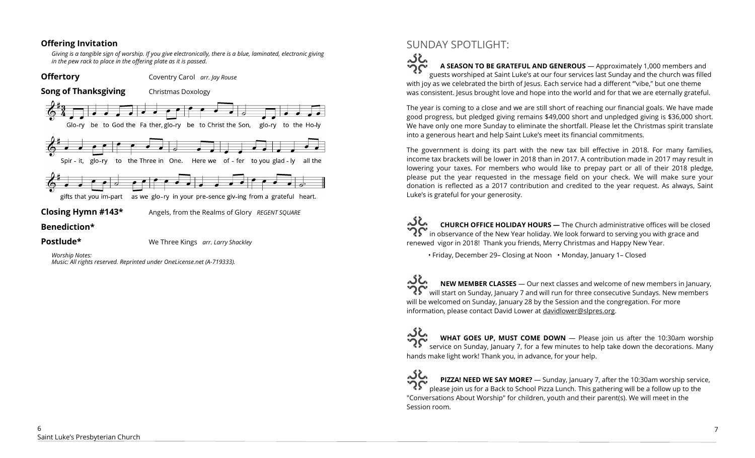**Offering Invitation**

*Giving is a tangible sign of worship. If you give electronically, there is a blue, laminated, electronic giving in the pew rack to place in the offering plate as it is passed.*

**Offertory** Coventry Carol *arr. Jay Rouse*

**Song of Thanksgiving** Christmas Doxology

Glo-ry be to God the Fa ther, glo-ry be to Christ the Son, glo-ry to the Ho-ly Spir - it, glo-ry to the Three in One. Here we of - fer to you glad - ly all the gifts that you im-part as we glo-ry in your pre-sence giv-ing from a grateful heart.

**Closing Hymn #143*** Angels, from the Realms of Glory *REGENT SQUARE*

**Benediction***

**Postlude*** We Three Kings *arr. Larry Shackley*

*Worship Notes:*
*Music: All rights reserved. Reprinted under OneLicense.net (A-719333).*

## SUNDAY SPOTLIGHT:

**A SEASON TO BE GRATEFUL AND GENEROUS** — Approximately 1,000 members and guests worshiped at Saint Luke's at our four services last Sunday and the church was filled with joy as we celebrated the birth of Jesus. Each service had a different "'vibe," but one theme was consistent. Jesus brought love and hope into the world and for that we are eternally grateful.

The year is coming to a close and we are still short of reaching our financial goals. We have made good progress, but pledged giving remains $49,000 short and unpledged giving is $36,000 short. We have only one more Sunday to eliminate the shortfall. Please let the Christmas spirit translate into a generous heart and help Saint Luke's meet its financial commitments.

The government is doing its part with the new tax bill effective in 2018. For many families, income tax brackets will be lower in 2018 than in 2017. A contribution made in 2017 may result in lowering your taxes. For members who would like to prepay part or all of their 2018 pledge, please put the year requested in the message field on your check. We will make sure your donation is reflected as a 2017 contribution and credited to the year request. As always, Saint Luke's is grateful for your generosity.

**CHURCH OFFICE HOLIDAY HOURS —** The Church administrative offices will be closed in observance of the New Year holiday. We look forward to serving you with grace and renewed vigor in 2018! Thank you friends, Merry Christmas and Happy New Year.

• Friday, December 29– Closing at Noon • Monday, January 1– Closed

**NEW MEMBER CLASSES** — Our next classes and welcome of new members in January, will start on Sunday, January 7 and will run for three consecutive Sundays. New members will be welcomed on Sunday, January 28 by the Session and the congregation. For more information, please contact David Lower at davidlower@slpres.org.

**WHAT GOES UP, MUST COME DOWN** — Please join us after the 10:30am worship service on Sunday, January 7, for a few minutes to help take down the decorations. Many hands make light work! Thank you, in advance, for your help.

**PIZZA! NEED WE SAY MORE?** — Sunday, January 7, after the 10:30am worship service, please join us for a Back to School Pizza Lunch. This gathering will be a follow up to the "Conversations About Worship" for children, youth and their parent(s). We will meet in the Session room.